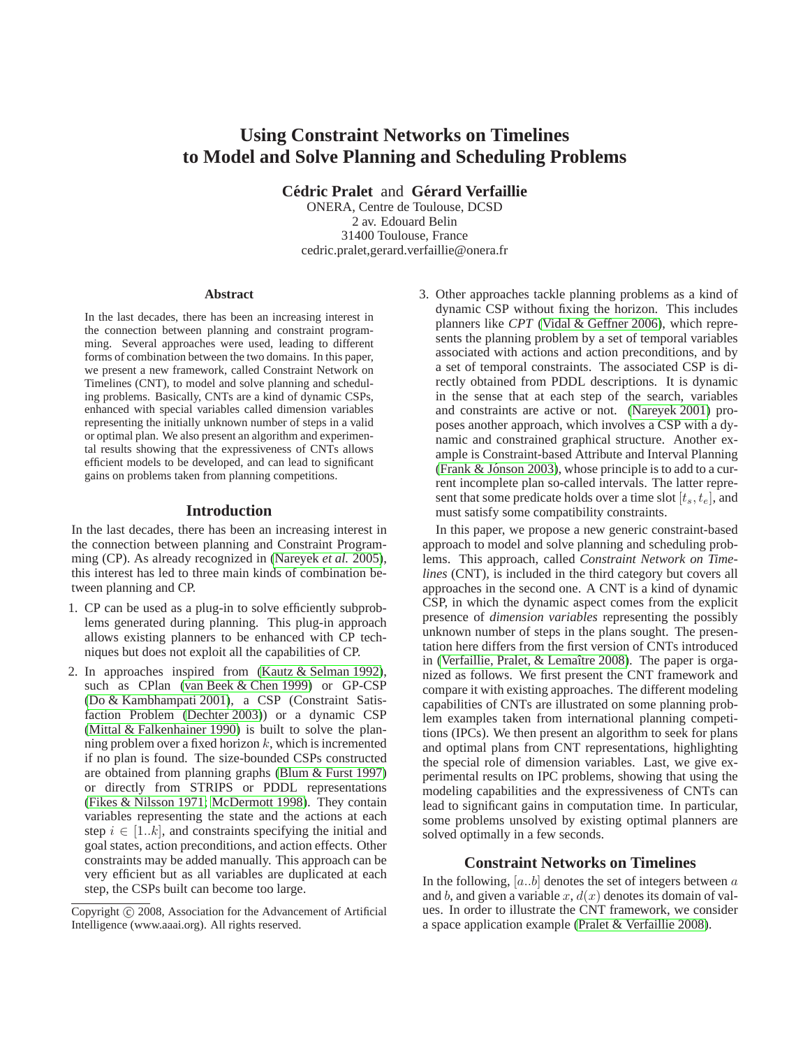# Using Constraint Networks on Timelines to Model and Solve Planning and Scheduling Problems

**Cédric Pralet** and **Gérard Verfaillie**
ONERA, Centre de Toulouse, DCSD
2 av. Edouard Belin
31400 Toulouse, France
cedric.pralet,gerard.verfaillie@onera.fr

### Abstract

In the last decades, there has been an increasing interest in the connection between planning and constraint programming. Several approaches were used, leading to different forms of combination between the two domains. In this paper, we present a new framework, called Constraint Network on Timelines (CNT), to model and solve planning and scheduling problems. Basically, CNTs are a kind of dynamic CSPs, enhanced with special variables called dimension variables representing the initially unknown number of steps in a valid or optimal plan. We also present an algorithm and experimental results showing that the expressiveness of CNTs allows efficient models to be developed, and can lead to significant gains on problems taken from planning competitions.

## Introduction

In the last decades, there has been an increasing interest in the connection between planning and Constraint Programming (CP). As already recognized in (Nareyek *et al.* 2005), this interest has led to three main kinds of combination between planning and CP.

1. CP can be used as a plug-in to solve efficiently subproblems generated during planning. This plug-in approach allows existing planners to be enhanced with CP techniques but does not exploit all the capabilities of CP.
2. In approaches inspired from (Kautz & Selman 1992), such as CPlan (van Beek & Chen 1999) or GP-CSP (Do & Kambhampati 2001), a CSP (Constraint Satisfaction Problem (Dechter 2003)) or a dynamic CSP (Mittal & Falkenhainer 1990) is built to solve the planning problem over a fixed horizon $k$, which is incremented if no plan is found. The size-bounded CSPs constructed are obtained from planning graphs (Blum & Furst 1997) or directly from STRIPS or PDDL representations (Fikes & Nilsson 1971; McDermott 1998). They contain variables representing the state and the actions at each step $i \in [1..k]$, and constraints specifying the initial and goal states, action preconditions, and action effects. Other constraints may be added manually. This approach can be very efficient but as all variables are duplicated at each step, the CSPs built can become too large.
3. Other approaches tackle planning problems as a kind of dynamic CSP without fixing the horizon. This includes planners like *CPT* (Vidal & Geffner 2006), which represents the planning problem by a set of temporal variables associated with actions and action preconditions, and by a set of temporal constraints. The associated CSP is directly obtained from PDDL descriptions. It is dynamic in the sense that at each step of the search, variables and constraints are active or not. (Nareyek 2001) proposes another approach, which involves a CSP with a dynamic and constrained graphical structure. Another example is Constraint-based Attribute and Interval Planning (Frank & Jónson 2003), whose principle is to add to a current incomplete plan so-called intervals. The latter represent that some predicate holds over a time slot $[t_s, t_e]$, and must satisfy some compatibility constraints.

In this paper, we propose a new generic constraint-based approach to model and solve planning and scheduling problems. This approach, called *Constraint Network on Timelines* (CNT), is included in the third category but covers all approaches in the second one. A CNT is a kind of dynamic CSP, in which the dynamic aspect comes from the explicit presence of *dimension variables* representing the possibly unknown number of steps in the plans sought. The presentation here differs from the first version of CNTs introduced in (Verfaillie, Pralet, & Lemaître 2008). The paper is organized as follows. We first present the CNT framework and compare it with existing approaches. The different modeling capabilities of CNTs are illustrated on some planning problem examples taken from international planning competitions (IPCs). We then present an algorithm to seek for plans and optimal plans from CNT representations, highlighting the special role of dimension variables. Last, we give experimental results on IPC problems, showing that using the modeling capabilities and the expressiveness of CNTs can lead to significant gains in computation time. In particular, some problems unsolved by existing optimal planners are solved optimally in a few seconds.

## Constraint Networks on Timelines

In the following, $[a..b]$ denotes the set of integers between $a$ and $b$, and given a variable $x$, $d(x)$ denotes its domain of values. In order to illustrate the CNT framework, we consider a space application example (Pralet & Verfaillie 2008).

Copyright © 2008, Association for the Advancement of Artificial Intelligence (www.aaai.org). All rights reserved.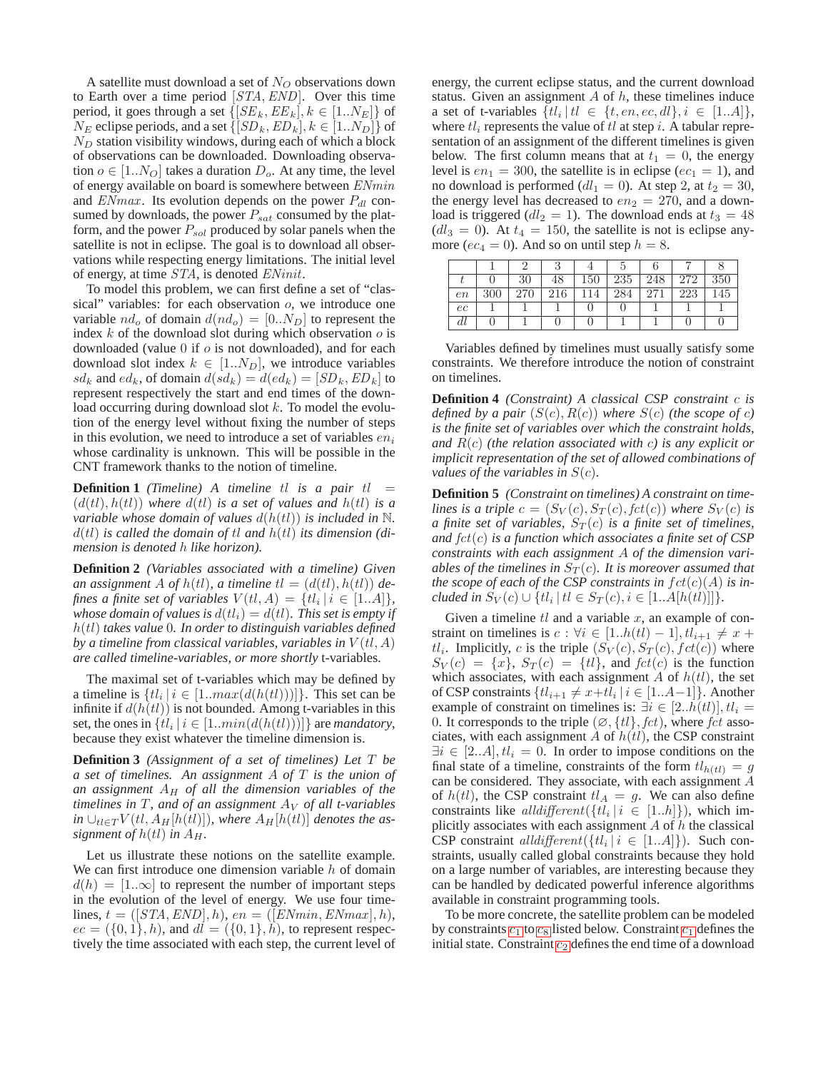A satellite must download a set of $N_O$ observations down to Earth over a time period $[STA, END]$. Over this time period, it goes through a set $\{[SE_k, EE_k], k \in [1..N_E]\}$ of $N_E$ eclipse periods, and a set $\{[SD_k, ED_k], k \in [1..N_D]\}$ of $N_D$ station visibility windows, during each of which a block of observations can be downloaded. Downloading observation $o \in [1..N_O]$ takes a duration $D_o$. At any time, the level of energy available on board is somewhere between $ENmin$ and $ENmax$. Its evolution depends on the power $P_{dl}$ consumed by downloads, the power $P_{sat}$ consumed by the platform, and the power $P_{sol}$ produced by solar panels when the satellite is not in eclipse. The goal is to download all observations while respecting energy limitations. The initial level of energy, at time $STA$, is denoted $ENinit$.

To model this problem, we can first define a set of "classical" variables: for each observation $o$, we introduce one variable $nd_o$ of domain $d(nd_o) = [0..N_D]$ to represent the index $k$ of the download slot during which observation $o$ is downloaded (value 0 if $o$ is not downloaded), and for each download slot index $k \in [1..N_D]$, we introduce variables $sd_k$ and $ed_k$, of domain $d(sd_k) = d(ed_k) = [SD_k, ED_k]$ to represent respectively the start and end times of the download occurring during download slot $k$. To model the evolution of the energy level without fixing the number of steps in this evolution, we need to introduce a set of variables $en_i$ whose cardinality is unknown. This will be possible in the CNT framework thanks to the notion of timeline.

**Definition 1** *(Timeline) A timeline $tl$ is a pair $tl = (d(tl), h(tl))$ where $d(tl)$ is a set of values and $h(tl)$ is a variable whose domain of values $d(h(tl))$ is included in $\mathbb{N}$. $d(tl)$ is called the domain of $tl$ and $h(tl)$ its dimension (dimension is denoted $h$ like horizon).*

**Definition 2** *(Variables associated with a timeline) Given an assignment $A$ of $h(tl)$, a timeline $tl = (d(tl), h(tl))$ defines a finite set of variables $V(tl, A) = \{tl_i \,|\, i \in [1..A]\}$, whose domain of values is $d(tl_i) = d(tl)$. This set is empty if $h(tl)$ takes value 0. In order to distinguish variables defined by a timeline from classical variables, variables in $V(tl, A)$ are called timeline-variables, or more shortly* t-variables*.*

The maximal set of t-variables which may be defined by a timeline is $\{tl_i \,|\, i \in [1..max(d(h(tl)))]\}$. This set can be infinite if $d(h(tl))$ is not bounded. Among t-variables in this set, the ones in $\{tl_i \,|\, i \in [1..min(d(h(tl)))]\}$ are *mandatory*, because they exist whatever the timeline dimension is.

**Definition 3** *(Assignment of a set of timelines) Let $T$ be a set of timelines. An assignment $A$ of $T$ is the union of an assignment $A_H$ of all the dimension variables of the timelines in $T$, and of an assignment $A_V$ of all t-variables in $\cup_{tl \in T} V(tl, A_H[h(tl)])$, where $A_H[h(tl)]$ denotes the assignment of $h(tl)$ in $A_H$.*

Let us illustrate these notions on the satellite example. We can first introduce one dimension variable $h$ of domain $d(h) = [1..\infty]$ to represent the number of important steps in the evolution of the level of energy. We use four timelines, $t = ([STA, END], h)$, $en = ([ENmin, ENmax], h)$, $ec = (\{0, 1\}, h)$, and $dl = (\{0, 1\}, h)$, to represent respectively the time associated with each step, the current level of energy, the current eclipse status, and the current download status. Given an assignment $A$ of $h$, these timelines induce a set of t-variables $\{tl_i \,|\, tl \in \{t, en, ec, dl\}, i \in [1..A]\}$, where $tl_i$ represents the value of $tl$ at step $i$. A tabular representation of an assignment of the different timelines is given below. The first column means that at $t_1 = 0$, the energy level is $en_1 = 300$, the satellite is in eclipse ($ec_1 = 1$), and no download is performed ($dl_1 = 0$). At step 2, at $t_2 = 30$, the energy level has decreased to $en_2 = 270$, and a download is triggered ($dl_2 = 1$). The download ends at $t_3 = 48$ ($dl_3 = 0$). At $t_4 = 150$, the satellite is not is eclipse anymore ($ec_4 = 0$). And so on until step $h = 8$.

| | 1 | 2 | 3 | 4 | 5 | 6 | 7 | 8 |
|---|---|---|---|---|---|---|---|---|
| $t$ | 0 | 30 | 48 | 150 | 235 | 248 | 272 | 350 |
| $en$ | 300 | 270 | 216 | 114 | 284 | 271 | 223 | 145 |
| $ec$ | 1 | 1 | 1 | 0 | 0 | 1 | 1 | 1 |
| $dl$ | 0 | 1 | 0 | 0 | 1 | 1 | 0 | 0 |

Variables defined by timelines must usually satisfy some constraints. We therefore introduce the notion of constraint on timelines.

**Definition 4** *(Constraint) A classical CSP constraint $c$ is defined by a pair $(S(c), R(c))$ where $S(c)$ (the scope of $c$) is the finite set of variables over which the constraint holds, and $R(c)$ (the relation associated with $c$) is any explicit or implicit representation of the set of allowed combinations of values of the variables in $S(c)$.*

**Definition 5** *(Constraint on timelines) A constraint on timelines is a triple $c = (S_V(c), S_T(c), fct(c))$ where $S_V(c)$ is a finite set of variables, $S_T(c)$ is a finite set of timelines, and $fct(c)$ is a function which associates a finite set of CSP constraints with each assignment $A$ of the dimension variables of the timelines in $S_T(c)$. It is moreover assumed that the scope of each of the CSP constraints in $fct(c)(A)$ is included in $S_V(c) \cup \{tl_i \,|\, tl \in S_T(c), i \in [1..A[h(tl)]]\}$.*

Given a timeline $tl$ and a variable $x$, an example of constraint on timelines is $c : \forall i \in [1..h(tl) - 1], tl_{i+1} \neq x + tl_i$. Implicitly, $c$ is the triple $(S_V(c), S_T(c), fct(c))$ where $S_V(c) = \{x\}$, $S_T(c) = \{tl\}$, and $fct(c)$ is the function which associates, with each assignment $A$ of $h(tl)$, the set of CSP constraints $\{tl_{i+1} \neq x + tl_i \,|\, i \in [1..A-1]\}$. Another example of constraint on timelines is: $\exists i \in [2..h(tl)], tl_i = 0$. It corresponds to the triple $(\varnothing, \{tl\}, fct)$, where $fct$ associates, with each assignment $A$ of $h(tl)$, the CSP constraint $\exists i \in [2..A], tl_i = 0$. In order to impose conditions on the final state of a timeline, constraints of the form $tl_{h(tl)} = g$ can be considered. They associate, with each assignment $A$ of $h(tl)$, the CSP constraint $tl_A = g$. We can also define constraints like $alldifferent(\{tl_i \,|\, i \in [1..h]\})$, which implicitly associates with each assignment $A$ of $h$ the classical CSP constraint $alldifferent(\{tl_i \,|\, i \in [1..A]\})$. Such constraints, usually called global constraints because they hold on a large number of variables, are interesting because they can be handled by dedicated powerful inference algorithms available in constraint programming tools.

To be more concrete, the satellite problem can be modeled by constraints $c_1$ to $c_8$ listed below. Constraint $c_1$ defines the initial state. Constraint $c_2$ defines the end time of a download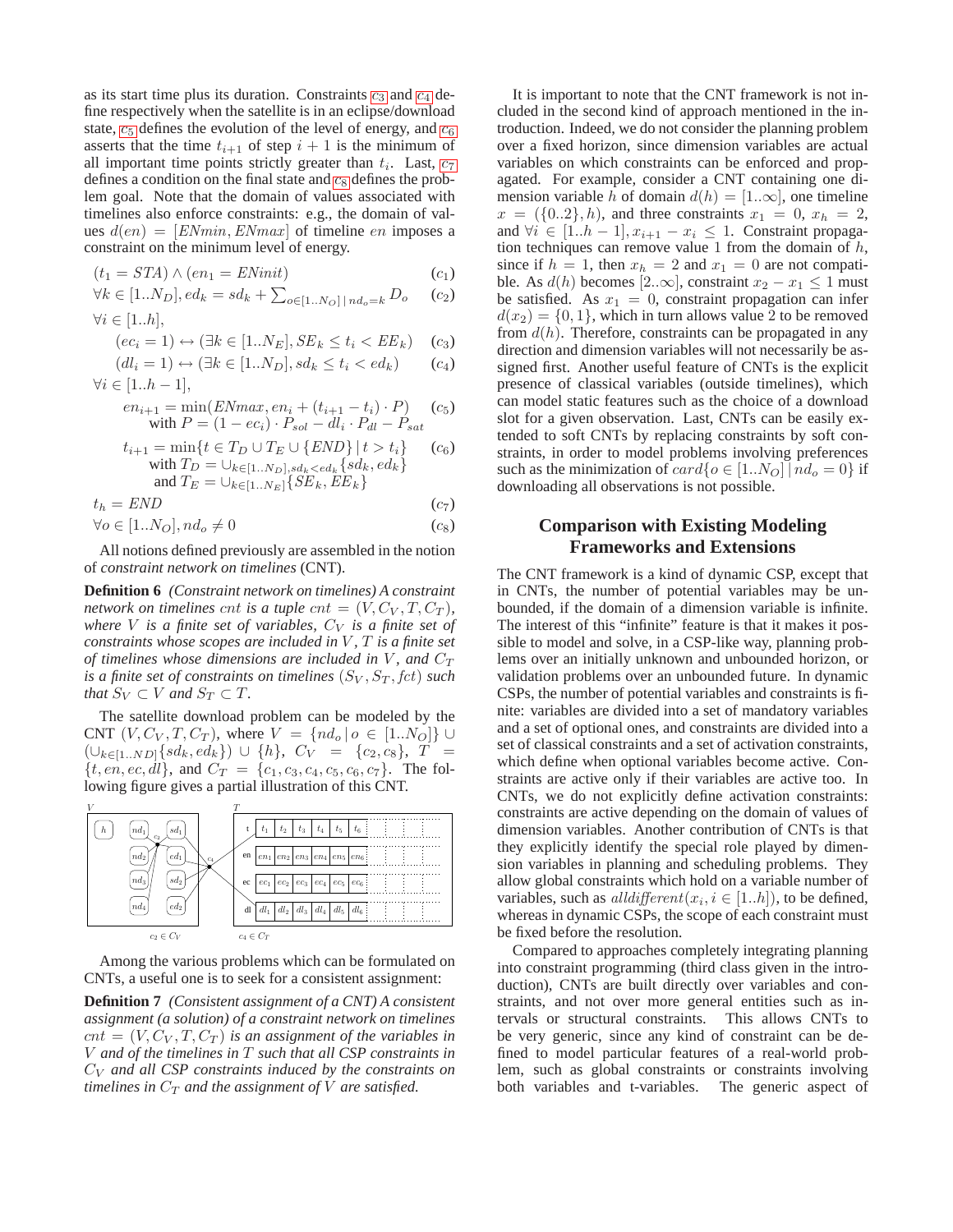as its start time plus its duration. Constraints $c_3$ and $c_4$ define respectively when the satellite is in an eclipse/download state, $c_5$ defines the evolution of the level of energy, and $c_6$ asserts that the time $t_{i+1}$ of step $i+1$ is the minimum of all important time points strictly greater than $t_i$. Last, $c_7$ defines a condition on the final state and $c_8$ defines the problem goal. Note that the domain of values associated with timelines also enforce constraints: e.g., the domain of values $d(en) = [ENmin, ENmax]$ of timeline $en$ imposes a constraint on the minimum level of energy.

$$(t_1 = STA) \wedge (en_1 = ENinit) \quad (c_1)$$

$$\forall k \in [1..N_D], ed_k = sd_k + \sum_{o \in [1..N_O] \,|\, nd_o = k} D_o \quad (c_2)$$

$$\forall i \in [1..h],$$

$$(ec_i = 1) \leftrightarrow (\exists k \in [1..N_E], SE_k \leq t_i < EE_k) \quad (c_3)$$

$$(dl_i = 1) \leftrightarrow (\exists k \in [1..N_D], sd_k \leq t_i < ed_k) \quad (c_4)$$

$$\forall i \in [1..h-1],$$

$$en_{i+1} = \min(ENmax, en_i + (t_{i+1} - t_i) \cdot P) \quad (c_5)$$
$$\text{with } P = (1 - ec_i) \cdot P_{sol} - dl_i \cdot P_{dl} - P_{sat}$$

$$t_{i+1} = \min\{t \in T_D \cup T_E \cup \{END\} \,|\, t > t_i\} \quad (c_6)$$
$$\text{with } T_D = \cup_{k \in [1..N_D], sd_k < ed_k}\{sd_k, ed_k\}$$
$$\text{and } T_E = \cup_{k \in [1..N_E]}\{SE_k, EE_k\}$$

$$t_h = END \quad (c_7)$$

$$\forall o \in [1..N_O], nd_o \neq 0 \quad (c_8)$$

All notions defined previously are assembled in the notion of *constraint network on timelines* (CNT).

**Definition 6** *(Constraint network on timelines) A constraint network on timelines $cnt$ is a tuple $cnt = (V, C_V, T, C_T)$, where $V$ is a finite set of variables, $C_V$ is a finite set of constraints whose scopes are included in $V$, $T$ is a finite set of timelines whose dimensions are included in $V$, and $C_T$ is a finite set of constraints on timelines $(S_V, S_T, fct)$ such that $S_V \subset V$ and $S_T \subset T$.*

The satellite download problem can be modeled by the CNT $(V, C_V, T, C_T)$, where $V = \{nd_o \,|\, o \in [1..N_O]\} \cup (\cup_{k \in [1..ND]}\{sd_k, ed_k\}) \cup \{h\}$, $C_V = \{c_2, c_8\}$, $T = \{t, en, ec, dl\}$, and $C_T = \{c_1, c_3, c_4, c_5, c_6, c_7\}$. The following figure gives a partial illustration of this CNT.

$c_2 \in C_V$ $\quad$ $c_4 \in C_T$

Among the various problems which can be formulated on CNTs, a useful one is to seek for a consistent assignment:

**Definition 7** *(Consistent assignment of a CNT) A consistent assignment (a solution) of a constraint network on timelines $cnt = (V, C_V, T, C_T)$ is an assignment of the variables in $V$ and of the timelines in $T$ such that all CSP constraints in $C_V$ and all CSP constraints induced by the constraints on timelines in $C_T$ and the assignment of $V$ are satisfied.*

It is important to note that the CNT framework is not included in the second kind of approach mentioned in the introduction. Indeed, we do not consider the planning problem over a fixed horizon, since dimension variables are actual variables on which constraints can be enforced and propagated. For example, consider a CNT containing one dimension variable $h$ of domain $d(h) = [1..\infty]$, one timeline $x = (\{0..2\}, h)$, and three constraints $x_1 = 0$, $x_h = 2$, and $\forall i \in [1..h-1], x_{i+1} - x_i \leq 1$. Constraint propagation techniques can remove value 1 from the domain of $h$, since if $h = 1$, then $x_h = 2$ and $x_1 = 0$ are not compatible. As $d(h)$ becomes $[2..\infty]$, constraint $x_2 - x_1 \leq 1$ must be satisfied. As $x_1 = 0$, constraint propagation can infer $d(x_2) = \{0, 1\}$, which in turn allows value 2 to be removed from $d(h)$. Therefore, constraints can be propagated in any direction and dimension variables will not necessarily be assigned first. Another useful feature of CNTs is the explicit presence of classical variables (outside timelines), which can model static features such as the choice of a download slot for a given observation. Last, CNTs can be easily extended to soft CNTs by replacing constraints by soft constraints, in order to model problems involving preferences such as the minimization of $card\{o \in [1..N_O] \,|\, nd_o = 0\}$ if downloading all observations is not possible.

## Comparison with Existing Modeling Frameworks and Extensions

The CNT framework is a kind of dynamic CSP, except that in CNTs, the number of potential variables may be unbounded, if the domain of a dimension variable is infinite. The interest of this "infinite" feature is that it makes it possible to model and solve, in a CSP-like way, planning problems over an initially unknown and unbounded horizon, or validation problems over an unbounded future. In dynamic CSPs, the number of potential variables and constraints is finite: variables are divided into a set of mandatory variables and a set of optional ones, and constraints are divided into a set of classical constraints and a set of activation constraints, which define when optional variables become active. Constraints are active only if their variables are active too. In CNTs, we do not explicitly define activation constraints: constraints are active depending on the domain of values of dimension variables. Another contribution of CNTs is that they explicitly identify the special role played by dimension variables in planning and scheduling problems. They allow global constraints which hold on a variable number of variables, such as $alldifferent(x_i, i \in [1..h])$, to be defined, whereas in dynamic CSPs, the scope of each constraint must be fixed before the resolution.

Compared to approaches completely integrating planning into constraint programming (third class given in the introduction), CNTs are built directly over variables and constraints, and not over more general entities such as intervals or structural constraints. This allows CNTs to be very generic, since any kind of constraint can be defined to model particular features of a real-world problem, such as global constraints or constraints involving both variables and t-variables. The generic aspect of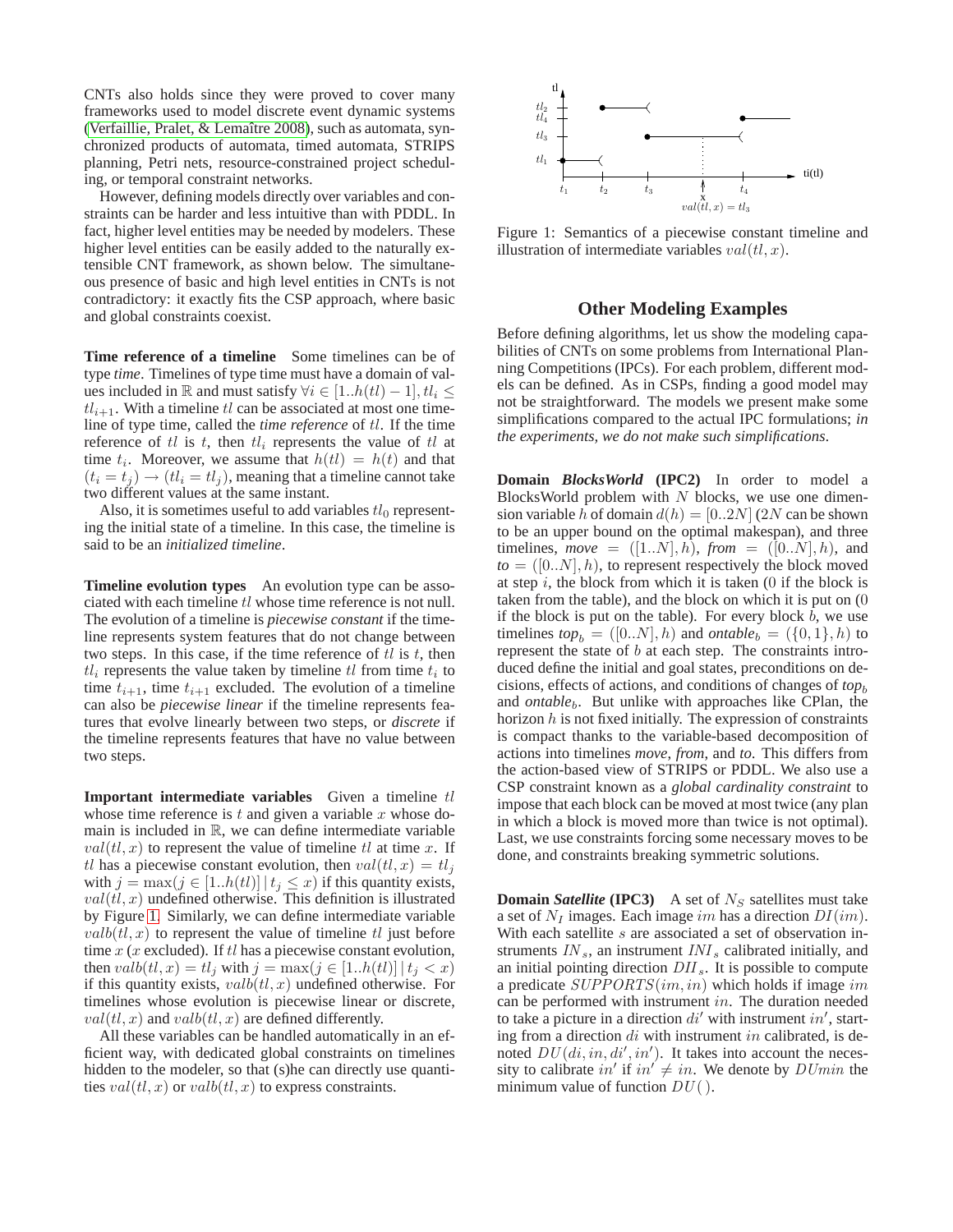CNTs also holds since they were proved to cover many frameworks used to model discrete event dynamic systems (Verfaillie, Pralet, & Lemaître 2008), such as automata, synchronized products of automata, timed automata, STRIPS planning, Petri nets, resource-constrained project scheduling, or temporal constraint networks.

However, defining models directly over variables and constraints can be harder and less intuitive than with PDDL. In fact, higher level entities may be needed by modelers. These higher level entities can be easily added to the naturally extensible CNT framework, as shown below. The simultaneous presence of basic and high level entities in CNTs is not contradictory: it exactly fits the CSP approach, where basic and global constraints coexist.

**Time reference of a timeline** Some timelines can be of type *time*. Timelines of type time must have a domain of values included in $\mathbb{R}$ and must satisfy $\forall i \in [1..h(tl)-1], tl_i \leq tl_{i+1}$. With a timeline $tl$ can be associated at most one timeline of type time, called the *time reference* of $tl$. If the time reference of $tl$ is $t$, then $tl_i$ represents the value of $tl$ at time $t_i$. Moreover, we assume that $h(tl) = h(t)$ and that $(t_i = t_j) \rightarrow (tl_i = tl_j)$, meaning that a timeline cannot take two different values at the same instant.

Also, it is sometimes useful to add variables $tl_0$ representing the initial state of a timeline. In this case, the timeline is said to be an *initialized timeline*.

**Timeline evolution types** An evolution type can be associated with each timeline $tl$ whose time reference is not null. The evolution of a timeline is *piecewise constant* if the timeline represents system features that do not change between two steps. In this case, if the time reference of $tl$ is $t$, then $tl_i$ represents the value taken by timeline $tl$ from time $t_i$ to time $t_{i+1}$, time $t_{i+1}$ excluded. The evolution of a timeline can also be *piecewise linear* if the timeline represents features that evolve linearly between two steps, or *discrete* if the timeline represents features that have no value between two steps.

**Important intermediate variables** Given a timeline $tl$ whose time reference is $t$ and given a variable $x$ whose domain is included in $\mathbb{R}$, we can define intermediate variable $val(tl, x)$ to represent the value of timeline $tl$ at time $x$. If $tl$ has a piecewise constant evolution, then $val(tl, x) = tl_j$ with $j = \max(j \in [1..h(tl)] \mid t_j \leq x)$ if this quantity exists, $val(tl, x)$ undefined otherwise. This definition is illustrated by Figure 1. Similarly, we can define intermediate variable $valb(tl, x)$ to represent the value of timeline $tl$ just before time $x$ ($x$ excluded). If $tl$ has a piecewise constant evolution, then $valb(tl, x) = tl_j$ with $j = \max(j \in [1..h(tl)] \mid t_j < x)$ if this quantity exists, $valb(tl, x)$ undefined otherwise. For timelines whose evolution is piecewise linear or discrete, $val(tl, x)$ and $valb(tl, x)$ are defined differently.

All these variables can be handled automatically in an efficient way, with dedicated global constraints on timelines hidden to the modeler, so that (s)he can directly use quantities $val(tl, x)$ or $valb(tl, x)$ to express constraints.

Figure 1: Semantics of a piecewise constant timeline and illustration of intermediate variables $val(tl, x)$.

## Other Modeling Examples

Before defining algorithms, let us show the modeling capabilities of CNTs on some problems from International Planning Competitions (IPCs). For each problem, different models can be defined. As in CSPs, finding a good model may not be straightforward. The models we present make some simplifications compared to the actual IPC formulations; *in the experiments, we do not make such simplifications*.

**Domain *BlocksWorld* (IPC2)** In order to model a BlocksWorld problem with $N$ blocks, we use one dimension variable $h$ of domain $d(h) = [0..2N]$ ($2N$ can be shown to be an upper bound on the optimal makespan), and three timelines, *move* $= ([1..N], h)$, *from* $= ([0..N], h)$, and *to* $= ([0..N], h)$, to represent respectively the block moved at step $i$, the block from which it is taken (0 if the block is taken from the table), and the block on which it is put on (0 if the block is put on the table). For every block $b$, we use timelines $top_b = ([0..N], h)$ and $ontable_b = (\{0, 1\}, h)$ to represent the state of $b$ at each step. The constraints introduced define the initial and goal states, preconditions on decisions, effects of actions, and conditions of changes of $top_b$ and $ontable_b$. But unlike with approaches like CPlan, the horizon $h$ is not fixed initially. The expression of constraints is compact thanks to the variable-based decomposition of actions into timelines *move*, *from*, and *to*. This differs from the action-based view of STRIPS or PDDL. We also use a CSP constraint known as a *global cardinality constraint* to impose that each block can be moved at most twice (any plan in which a block is moved more than twice is not optimal). Last, we use constraints forcing some necessary moves to be done, and constraints breaking symmetric solutions.

**Domain *Satellite* (IPC3)** A set of $N_S$ satellites must take a set of $N_I$ images. Each image $im$ has a direction $DI(im)$. With each satellite $s$ are associated a set of observation instruments $IN_s$, an instrument $INI_s$ calibrated initially, and an initial pointing direction $DII_s$. It is possible to compute a predicate $SUPPORTS(im, in)$ which holds if image $im$ can be performed with instrument $in$. The duration needed to take a picture in a direction $di'$ with instrument $in'$, starting from a direction $di$ with instrument $in$ calibrated, is denoted $DU(di, in, di', in')$. It takes into account the necessity to calibrate $in'$ if $in' \neq in$. We denote by $DUmin$ the minimum value of function $DU()$.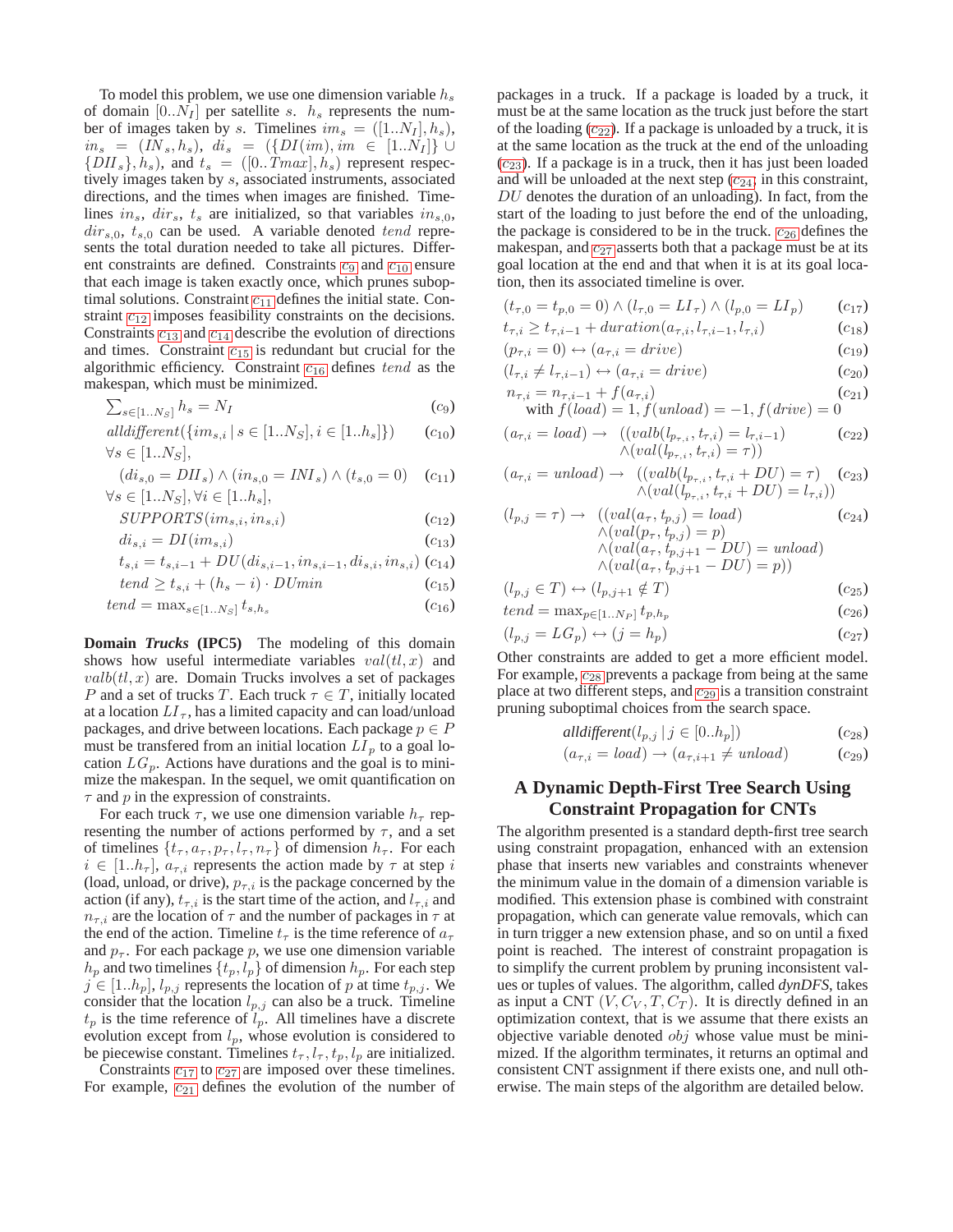To model this problem, we use one dimension variable $h_s$ of domain $[0..N_I]$ per satellite $s$. $h_s$ represents the number of images taken by $s$. Timelines $im_s = ([1..N_I], h_s)$, $in_s = (IN_s, h_s)$, $di_s = (\{DI(im), im \in [1..N_I]\} \cup \{DII_s\}, h_s)$, and $t_s = ([0..Tmax], h_s)$ represent respectively images taken by $s$, associated instruments, associated directions, and the times when images are finished. Timelines $in_s$, $dir_s$, $t_s$ are initialized, so that variables $in_{s,0}$, $dir_{s,0}$, $t_{s,0}$ can be used. A variable denoted $tend$ represents the total duration needed to take all pictures. Different constraints are defined. Constraints $c_9$ and $c_{10}$ ensure that each image is taken exactly once, which prunes suboptimal solutions. Constraint $c_{11}$ defines the initial state. Constraint $c_{12}$ imposes feasibility constraints on the decisions. Constraints $c_{13}$ and $c_{14}$ describe the evolution of directions and times. Constraint $c_{15}$ is redundant but crucial for the algorithmic efficiency. Constraint $c_{16}$ defines $tend$ as the makespan, which must be minimized.

$$\textstyle\sum_{s\in[1..N_S]} h_s = N_I \qquad (c_9)$$

$$alldifferent(\{im_{s,i} \,|\, s \in [1..N_S], i \in [1..h_s]\}) \qquad (c_{10})$$

$$\forall s \in [1..N_S],$$

$$(di_{s,0} = DII_s) \wedge (in_{s,0} = INI_s) \wedge (t_{s,0} = 0) \qquad (c_{11})$$

$$\forall s \in [1..N_S], \forall i \in [1..h_s],$$

$$SUPPORTS(im_{s,i}, ins_{s,i}) \qquad (c_{12})$$

$$di_{s,i} = DI(im_{s,i}) \qquad (c_{13})$$

$$t_{s,i} = t_{s,i-1} + DU(di_{s,i-1}, in_{s,i-1}, di_{s,i}, in_{s,i}) \qquad (c_{14})$$

$$tend \geq t_{s,i} + (h_s - i) \cdot DUmin \qquad (c_{15})$$

$$tend = \max_{s\in[1..N_S]} t_{s,h_s} \qquad (c_{16})$$

**Domain *Trucks* (IPC5)** The modeling of this domain shows how useful intermediate variables $val(tl, x)$ and $valb(tl, x)$ are. Domain Trucks involves a set of packages $P$ and a set of trucks $T$. Each truck $\tau \in T$, initially located at a location $LI_\tau$, has a limited capacity and can load/unload packages, and drive between locations. Each package $p \in P$ must be transfered from an initial location $LI_p$ to a goal location $LG_p$. Actions have durations and the goal is to minimize the makespan. In the sequel, we omit quantification on $\tau$ and $p$ in the expression of constraints.

For each truck $\tau$, we use one dimension variable $h_\tau$ representing the number of actions performed by $\tau$, and a set of timelines $\{t_\tau, a_\tau, p_\tau, l_\tau, n_\tau\}$ of dimension $h_\tau$. For each $i \in [1..h_\tau]$, $a_{\tau,i}$ represents the action made by $\tau$ at step $i$ (load, unload, or drive), $p_{\tau,i}$ is the package concerned by the action (if any), $t_{\tau,i}$ is the start time of the action, and $l_{\tau,i}$ and $n_{\tau,i}$ are the location of $\tau$ and the number of packages in $\tau$ at the end of the action. Timeline $t_\tau$ is the time reference of $a_\tau$ and $p_\tau$. For each package $p$, we use one dimension variable $h_p$ and two timelines $\{t_p, l_p\}$ of dimension $h_p$. For each step $j \in [1..h_p]$, $l_{p,j}$ represents the location of $p$ at time $t_{p,j}$. We consider that the location $l_{p,j}$ can also be a truck. Timeline $t_p$ is the time reference of $l_p$. All timelines have a discrete evolution except from $l_p$, whose evolution is considered to be piecewise constant. Timelines $t_\tau, l_\tau, t_p, l_p$ are initialized.

Constraints $c_{17}$ to $c_{27}$ are imposed over these timelines. For example, $c_{21}$ defines the evolution of the number of packages in a truck. If a package is loaded by a truck, it must be at the same location as the truck just before the start of the loading ($c_{22}$). If a package is unloaded by a truck, it is at the same location as the truck at the end of the unloading ($c_{23}$). If a package is in a truck, then it has just been loaded and will be unloaded at the next step ($c_{24}$; in this constraint, $DU$ denotes the duration of an unloading). In fact, from the start of the loading to just before the end of the unloading, the package is considered to be in the truck. $c_{26}$ defines the makespan, and $c_{27}$ asserts both that a package must be at its goal location at the end and that when it is at its goal location, then its associated timeline is over.

$$(t_{\tau,0} = t_{p,0} = 0) \wedge (l_{\tau,0} = LI_\tau) \wedge (l_{p,0} = LI_p) \qquad (c_{17})$$

$$t_{\tau,i} \geq t_{\tau,i-1} + duration(a_{\tau,i}, l_{\tau,i-1}, l_{\tau,i}) \qquad (c_{18})$$

$$(p_{\tau,i} = 0) \leftrightarrow (a_{\tau,i} = drive) \qquad (c_{19})$$

$$(l_{\tau,i} \neq l_{\tau,i-1}) \leftrightarrow (a_{\tau,i} = drive) \qquad (c_{20})$$

$$n_{\tau,i} = n_{\tau,i-1} + f(a_{\tau,i}) \quad \text{with } f(load) = 1, f(unload) = -1, f(drive) = 0 \qquad (c_{21})$$

$$(a_{\tau,i} = load) \rightarrow \big((valb(l_{p_{\tau,i}}, t_{\tau,i}) = l_{\tau,i-1}) \wedge (val(l_{p_{\tau,i}}, t_{\tau,i}) = \tau)\big) \qquad (c_{22})$$

$$(a_{\tau,i} = unload) \rightarrow \big((valb(l_{p_{\tau,i}}, t_{\tau,i} + DU) = \tau) \wedge (val(l_{p_{\tau,i}}, t_{\tau,i} + DU) = l_{\tau,i})\big) \qquad (c_{23})$$

$$(l_{p,j} = \tau) \rightarrow \big((val(a_\tau, t_{p,j}) = load) \wedge (val(p_\tau, t_{p,j}) = p) \wedge (val(a_\tau, t_{p,j+1} - DU) = unload) \wedge (val(a_\tau, t_{p,j+1} - DU) = p)\big) \qquad (c_{24})$$

$$(l_{p,j} \in T) \leftrightarrow (l_{p,j+1} \notin T) \qquad (c_{25})$$

$$tend = \max_{p\in[1..N_P]} t_{p,h_p} \qquad (c_{26})$$

$$(l_{p,j} = LG_p) \leftrightarrow (j = h_p) \qquad (c_{27})$$

Other constraints are added to get a more efficient model. For example, $c_{28}$ prevents a package from being at the same place at two different steps, and $c_{29}$ is a transition constraint pruning suboptimal choices from the search space.

$$alldifferent(l_{p,j} \,|\, j \in [0..h_p]) \qquad (c_{28})$$

$$(a_{\tau,i} = load) \rightarrow (a_{\tau,i+1} \neq unload) \qquad (c_{29})$$

## A Dynamic Depth-First Tree Search Using Constraint Propagation for CNTs

The algorithm presented is a standard depth-first tree search using constraint propagation, enhanced with an extension phase that inserts new variables and constraints whenever the minimum value in the domain of a dimension variable is modified. This extension phase is combined with constraint propagation, which can generate value removals, which can in turn trigger a new extension phase, and so on until a fixed point is reached. The interest of constraint propagation is to simplify the current problem by pruning inconsistent values or tuples of values. The algorithm, called *dynDFS*, takes as input a CNT $(V, C_V, T, C_T)$. It is directly defined in an optimization context, that is we assume that there exists an objective variable denoted $obj$ whose value must be minimized. If the algorithm terminates, it returns an optimal and consistent CNT assignment if there exists one, and null otherwise. The main steps of the algorithm are detailed below.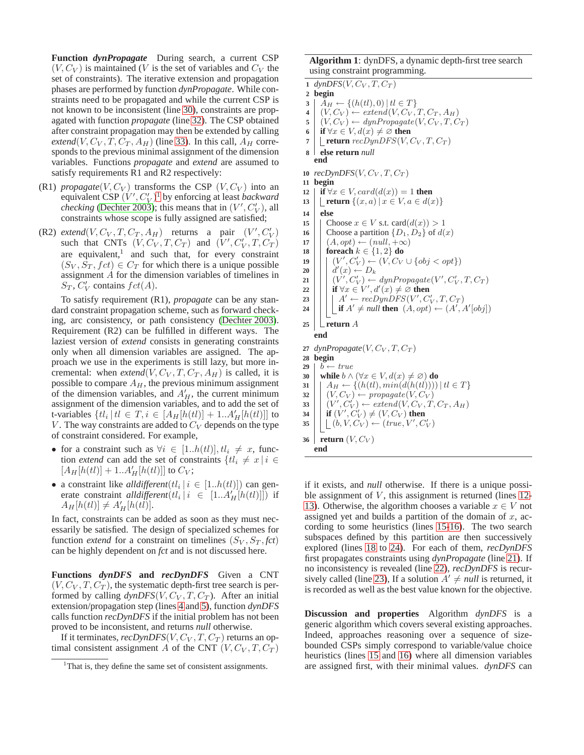**Function *dynPropagate*** During search, a current CSP $(V, C_V)$ is maintained ($V$ is the set of variables and $C_V$ the set of constraints). The iterative extension and propagation phases are performed by function *dynPropagate*. While constraints need to be propagated and while the current CSP is not known to be inconsistent (line 30), constraints are propagated with function *propagate* (line 32). The CSP obtained after constraint propagation may then be extended by calling *extend*$(V, C_V, T, C_T, A_H)$ (line 33). In this call, $A_H$ corresponds to the previous minimal assignment of the dimension variables. Functions *propagate* and *extend* are assumed to satisfy requirements R1 and R2 respectively:

(R1) *propagate*$(V, C_V)$ transforms the CSP $(V, C_V)$ into an equivalent CSP $(V', C'_V)$[1] by enforcing at least *backward checking* (Dechter 2003); this means that in $(V', C'_V)$, all constraints whose scope is fully assigned are satisfied;

(R2) *extend*$(V, C_V, T, C_T, A_H)$ returns a pair $(V', C'_V)$ such that CNTs $(V, C_V, T, C_T)$ and $(V', C'_V, T, C_T)$ are equivalent,[1] and such that, for every constraint $(S_V, S_T, fct) \in C_T$ for which there is a unique possible assignment $A$ for the dimension variables of timelines in $S_T$, $C'_V$ contains $fct(A)$.

To satisfy requirement (R1), *propagate* can be any standard constraint propagation scheme, such as forward checking, arc consistency, or path consistency (Dechter 2003). Requirement (R2) can be fulfilled in different ways. The laziest version of *extend* consists in generating constraints only when all dimension variables are assigned. The approach we use in the experiments is still lazy, but more incremental: when *extend*$(V, C_V, T, C_T, A_H)$ is called, it is possible to compare $A_H$, the previous minimum assignment of the dimension variables, and $A'_H$, the current minimum assignment of the dimension variables, and to add the set of t-variables $\{tl_i \,|\, tl \in T, i \in [A_H[h(tl)] + 1..A'_H[h(tl)]]\}$ to $V$. The way constraints are added to $C_V$ depends on the type of constraint considered. For example,

- for a constraint such as $\forall i \in [1..h(tl)], tl_i \neq x$, function *extend* can add the set of constraints $\{tl_i \neq x \,|\, i \in [A_H[h(tl)] + 1..A'_H[h(tl)]]\}$ to $C_V$;
- a constraint like *alldifferent*$(tl_i \,|\, i \in [1..h(tl)])$ can generate constraint *alldifferent*$(tl_i \,|\, i \in [1..A'_H[h(tl)]])$ if $A_H[h(tl)] \neq A'_H[h(tl)]$.

In fact, constraints can be added as soon as they must necessarily be satisfied. The design of specialized schemes for function *extend* for a constraint on timelines $(S_V, S_T, fct)$ can be highly dependent on *fct* and is not discussed here.

**Functions *dynDFS* and *recDynDFS*** Given a CNT $(V, C_V, T, C_T)$, the systematic depth-first tree search is performed by calling *dynDFS*$(V, C_V, T, C_T)$. After an initial extension/propagation step (lines 4 and 5), function *dynDFS* calls function *recDynDFS* if the initial problem has not been proved to be inconsistent, and returns *null* otherwise.

If it terminates, *recDynDFS*$(V, C_V, T, C_T)$ returns an optimal consistent assignment $A$ of the CNT $(V, C_V, T, C_T)$ if it exists, and *null* otherwise. If there is a unique possible assignment of $V$, this assignment is returned (lines 12-13). Otherwise, the algorithm chooses a variable $x \in V$ not assigned yet and builds a partition of the domain of $x$, according to some heuristics (lines 15-16). The two search subspaces defined by this partition are then successively explored (lines 18 to 24). For each of them, *recDynDFS* first propagates constraints using *dynPropagate* (line 21). If no inconsistency is revealed (line 22), *recDynDFS* is recursively called (line 23), If a solution $A' \neq$ *null* is returned, it is recorded as well as the best value known for the objective.

[1] That is, they define the same set of consistent assignments.

**Algorithm 1**: dynDFS, a dynamic depth-first tree search using constraint programming.

```
1  dynDFS(V, C_V, T, C_T)
2  begin
3    A_H ← {(h(tl), 0) | tl ∈ T}
4    (V, C_V) ← extend(V, C_V, T, C_T, A_H)
5    (V, C_V) ← dynPropagate(V, C_V, T, C_T)
6    if ∀x ∈ V, d(x) ≠ ∅ then
7      return recDynDFS(V, C_V, T, C_T)
8    else return null
   end
10 recDynDFS(V, C_V, T, C_T)
11 begin
12   if ∀x ∈ V, card(d(x)) = 1 then
13     return {(x, a) | x ∈ V, a ∈ d(x)}
14   else
15     Choose x ∈ V s.t. card(d(x)) > 1
16     Choose a partition {D_1, D_2} of d(x)
17     (A, opt) ← (null, +∞)
18     foreach k ∈ {1, 2} do
19       (V', C'_V) ← (V, C_V ∪ {obj < opt})
20       d'(x) ← D_k
21       (V', C'_V) ← dynPropagate(V', C'_V, T, C_T)
22       if ∀x ∈ V', d'(x) ≠ ∅ then
23         A' ← recDynDFS(V', C'_V, T, C_T)
24         if A' ≠ null then (A, opt) ← (A', A'[obj])
25     return A
   end
27 dynPropagate(V, C_V, T, C_T)
28 begin
29   b ← true
30   while b ∧ (∀x ∈ V, d(x) ≠ ∅) do
31     A_H ← {(h(tl), min(d(h(tl)))) | tl ∈ T}
32     (V, C_V) ← propagate(V, C_V)
33     (V', C'_V) ← extend(V, C_V, T, C_T, A_H)
34     if (V', C'_V) ≠ (V, C_V) then
35       (b, V, C_V) ← (true, V', C'_V)
36   return (V, C_V)
   end
```

**Discussion and properties** Algorithm *dynDFS* is a generic algorithm which covers several existing approaches. Indeed, approaches reasoning over a sequence of size-bounded CSPs simply correspond to variable/value choice heuristics (lines 15 and 16) where all dimension variables are assigned first, with their minimal values. *dynDFS* can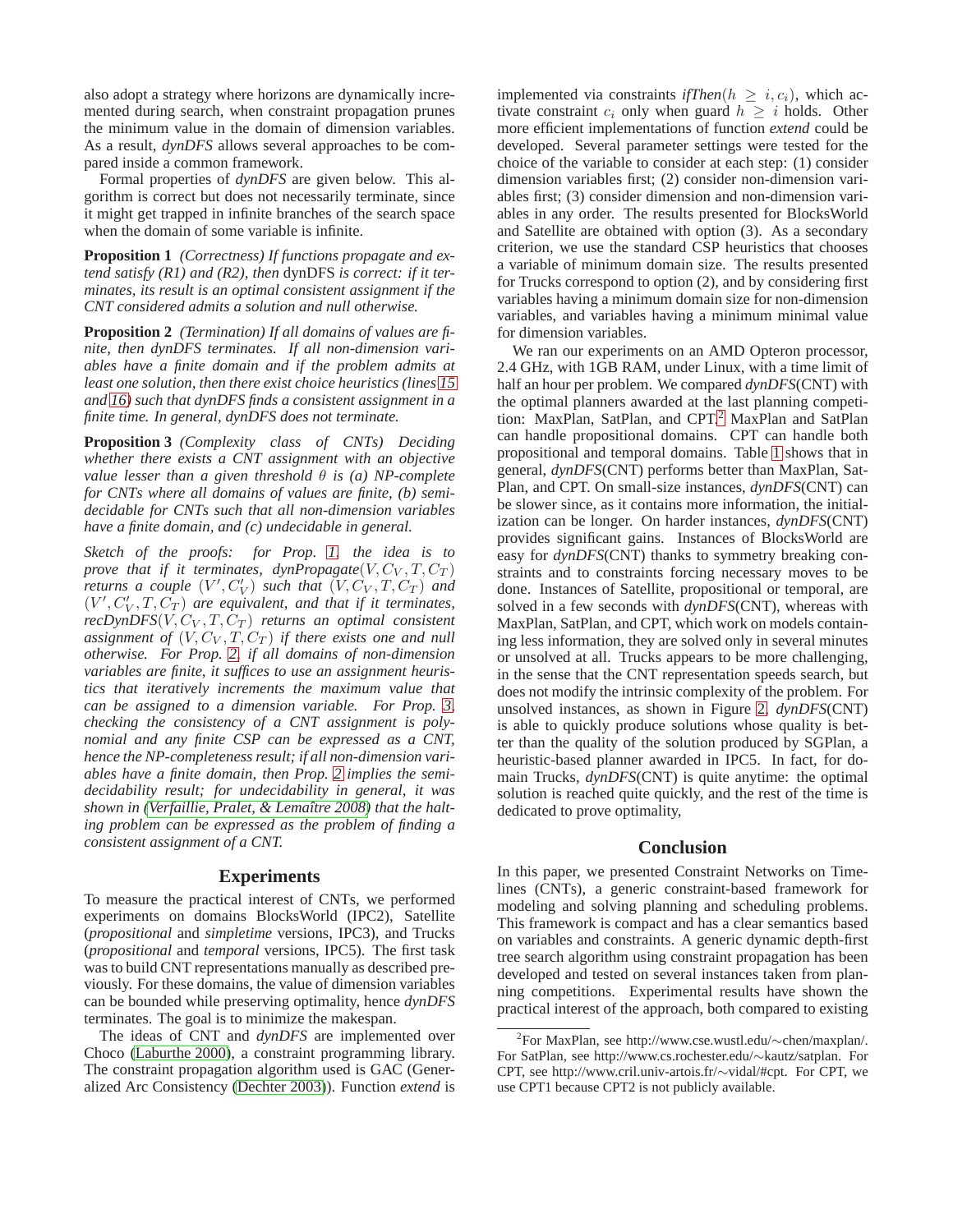also adopt a strategy where horizons are dynamically incremented during search, when constraint propagation prunes the minimum value in the domain of dimension variables. As a result, *dynDFS* allows several approaches to be compared inside a common framework.

Formal properties of *dynDFS* are given below. This algorithm is correct but does not necessarily terminate, since it might get trapped in infinite branches of the search space when the domain of some variable is infinite.

**Proposition 1** *(Correctness) If functions propagate and extend satisfy (R1) and (R2), then* dynDFS *is correct: if it terminates, its result is an optimal consistent assignment if the CNT considered admits a solution and null otherwise.*

**Proposition 2** *(Termination) If all domains of values are finite, then dynDFS terminates. If all non-dimension variables have a finite domain and if the problem admits at least one solution, then there exist choice heuristics (lines 15 and 16) such that dynDFS finds a consistent assignment in a finite time. In general, dynDFS does not terminate.*

**Proposition 3** *(Complexity class of CNTs) Deciding whether there exists a CNT assignment with an objective value lesser than a given threshold $\theta$ is (a) NP-complete for CNTs where all domains of values are finite, (b) semi-decidable for CNTs such that all non-dimension variables have a finite domain, and (c) undecidable in general.*

*Sketch of the proofs: for Prop. 1, the idea is to prove that if it terminates, dynPropagate$(V, C_V, T, C_T)$ returns a couple $(V', C'_V)$ such that $(V, C_V, T, C_T)$ and $(V', C'_V, T, C_T)$ are equivalent, and that if it terminates, recDynDFS$(V, C_V, T, C_T)$ returns an optimal consistent assignment of $(V, C_V, T, C_T)$ if there exists one and null otherwise. For Prop. 2, if all domains of non-dimension variables are finite, it suffices to use an assignment heuristics that iteratively increments the maximum value that can be assigned to a dimension variable. For Prop. 3, checking the consistency of a CNT assignment is polynomial and any finite CSP can be expressed as a CNT, hence the NP-completeness result; if all non-dimension variables have a finite domain, then Prop. 2 implies the semi-decidability result; for undecidability in general, it was shown in (Verfaillie, Pralet, & Lemaître 2008) that the halting problem can be expressed as the problem of finding a consistent assignment of a CNT.*

## Experiments

To measure the practical interest of CNTs, we performed experiments on domains BlocksWorld (IPC2), Satellite (*propositional* and *simpletime* versions, IPC3), and Trucks (*propositional* and *temporal* versions, IPC5). The first task was to build CNT representations manually as described previously. For these domains, the value of dimension variables can be bounded while preserving optimality, hence *dynDFS* terminates. The goal is to minimize the makespan.

The ideas of CNT and *dynDFS* are implemented over Choco (Laburthe 2000), a constraint programming library. The constraint propagation algorithm used is GAC (Generalized Arc Consistency (Dechter 2003)). Function *extend* is implemented via constraints *ifThen*$(h \geq i, c_i)$, which activate constraint $c_i$ only when guard $h \geq i$ holds. Other more efficient implementations of function *extend* could be developed. Several parameter settings were tested for the choice of the variable to consider at each step: (1) consider dimension variables first; (2) consider non-dimension variables first; (3) consider dimension and non-dimension variables in any order. The results presented for BlocksWorld and Satellite are obtained with option (3). As a secondary criterion, we use the standard CSP heuristics that chooses a variable of minimum domain size. The results presented for Trucks correspond to option (2), and by considering first variables having a minimum domain size for non-dimension variables, and variables having a minimum minimal value for dimension variables.

We ran our experiments on an AMD Opteron processor, 2.4 GHz, with 1GB RAM, under Linux, with a time limit of half an hour per problem. We compared *dynDFS*(CNT) with the optimal planners awarded at the last planning competition: MaxPlan, SatPlan, and CPT.[2] MaxPlan and SatPlan can handle propositional domains. CPT can handle both propositional and temporal domains. Table 1 shows that in general, *dynDFS*(CNT) performs better than MaxPlan, SatPlan, and CPT. On small-size instances, *dynDFS*(CNT) can be slower since, as it contains more information, the initialization can be longer. On harder instances, *dynDFS*(CNT) provides significant gains. Instances of BlocksWorld are easy for *dynDFS*(CNT) thanks to symmetry breaking constraints and to constraints forcing necessary moves to be done. Instances of Satellite, propositional or temporal, are solved in a few seconds with *dynDFS*(CNT), whereas with MaxPlan, SatPlan, and CPT, which work on models containing less information, they are solved only in several minutes or unsolved at all. Trucks appears to be more challenging, in the sense that the CNT representation speeds search, but does not modify the intrinsic complexity of the problem. For unsolved instances, as shown in Figure 2, *dynDFS*(CNT) is able to quickly produce solutions whose quality is better than the quality of the solution produced by SGPlan, a heuristic-based planner awarded in IPC5. In fact, for domain Trucks, *dynDFS*(CNT) is quite anytime: the optimal solution is reached quite quickly, and the rest of the time is dedicated to prove optimality,

## Conclusion

In this paper, we presented Constraint Networks on Timelines (CNTs), a generic constraint-based framework for modeling and solving planning and scheduling problems. This framework is compact and has a clear semantics based on variables and constraints. A generic dynamic depth-first tree search algorithm using constraint propagation has been developed and tested on several instances taken from planning competitions. Experimental results have shown the practical interest of the approach, both compared to existing

[2]For MaxPlan, see http://www.cse.wustl.edu/∼chen/maxplan/. For SatPlan, see http://www.cs.rochester.edu/∼kautz/satplan. For CPT, see http://www.cril.univ-artois.fr/∼vidal/#cpt. For CPT, we use CPT1 because CPT2 is not publicly available.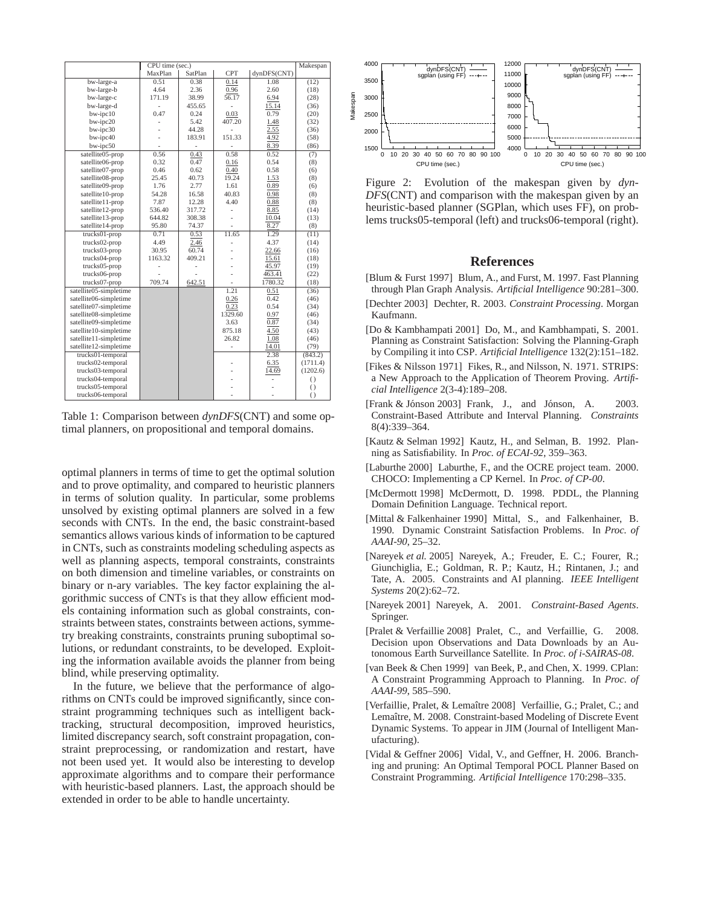| | CPU time (sec.) | | | | Makespan |
|---|---|---|---|---|---|
| | MaxPlan | SatPlan | CPT | dynDFS(CNT) | |
| bw-large-a | 0.51 | 0.38 | 0.14 | 1.08 | (12) |
| bw-large-b | 4.64 | 2.36 | 0.96 | 2.60 | (18) |
| bw-large-c | 171.19 | 38.99 | 56.17 | 6.94 | (28) |
| bw-large-d | - | 455.65 | - | 15.14 | (36) |
| bw-ipc10 | 0.47 | 0.24 | 0.03 | 0.79 | (20) |
| bw-ipc20 | - | 5.42 | 407.20 | 1.48 | (32) |
| bw-ipc30 | - | 44.28 | - | 2.55 | (36) |
| bw-ipc40 | - | 183.91 | 151.33 | 4.92 | (58) |
| bw-ipc50 | - | - | - | 8.39 | (86) |
| satellite05-prop | 0.56 | 0.43 | 0.58 | 0.52 | (7) |
| satellite06-prop | 0.32 | 0.47 | 0.16 | 0.54 | (8) |
| satellite07-prop | 0.46 | 0.62 | 0.40 | 0.58 | (6) |
| satellite08-prop | 25.45 | 40.73 | 19.24 | 1.53 | (8) |
| satellite09-prop | 1.76 | 2.77 | 1.61 | 0.89 | (6) |
| satellite10-prop | 54.28 | 16.58 | 40.83 | 0.98 | (8) |
| satellite11-prop | 7.87 | 12.28 | 4.40 | 0.88 | (8) |
| satellite12-prop | 536.40 | 317.72 | - | 8.85 | (14) |
| satellite13-prop | 644.82 | 308.38 | - | 10.04 | (13) |
| satellite14-prop | 95.80 | 74.37 | - | 8.27 | (8) |
| trucks01-prop | 0.71 | 0.53 | 11.65 | 1.29 | (11) |
| trucks02-prop | 4.49 | 2.46 | - | 4.37 | (14) |
| trucks03-prop | 30.95 | 60.74 | - | 22.66 | (16) |
| trucks04-prop | 1163.32 | 409.21 | - | 15.61 | (18) |
| trucks05-prop | - | - | - | 45.97 | (19) |
| trucks06-prop | - | - | - | 463.41 | (22) |
| trucks07-prop | 709.74 | 642.51 | - | 1780.32 | (18) |
| satellite05-simpletime | | | 1.21 | 0.51 | (36) |
| satellite06-simpletime | | | 0.26 | 0.42 | (46) |
| satellite07-simpletime | | | 0.23 | 0.54 | (34) |
| satellite08-simpletime | | | 1329.60 | 0.97 | (46) |
| satellite09-simpletime | | | 3.63 | 0.87 | (34) |
| satellite10-simpletime | | | 875.18 | 4.50 | (43) |
| satellite11-simpletime | | | 26.82 | 1.08 | (46) |
| satellite12-simpletime | | | - | 14.01 | (79) |
| trucks01-temporal | | | | 2.38 | (843.2) |
| trucks02-temporal | | | - | 6.35 | (1711.4) |
| trucks03-temporal | | | - | 14.69 | (1202.6) |
| trucks04-temporal | | | - | - | () |
| trucks05-temporal | | | - | - | () |
| trucks06-temporal | | | - | - | () |

Table 1: Comparison between *dynDFS*(CNT) and some optimal planners, on propositional and temporal domains.

optimal planners in terms of time to get the optimal solution and to prove optimality, and compared to heuristic planners in terms of solution quality. In particular, some problems unsolved by existing optimal planners are solved in a few seconds with CNTs. In the end, the basic constraint-based semantics allows various kinds of information to be captured in CNTs, such as constraints modeling scheduling aspects as well as planning aspects, temporal constraints, constraints on both dimension and timeline variables, or constraints on binary or n-ary variables. The key factor explaining the algorithmic success of CNTs is that they allow efficient models containing information such as global constraints, constraints between states, constraints between actions, symmetry breaking constraints, constraints pruning suboptimal solutions, or redundant constraints, to be developed. Exploiting the information available avoids the planner from being blind, while preserving optimality.

In the future, we believe that the performance of algorithms on CNTs could be improved significantly, since constraint programming techniques such as intelligent backtracking, structural decomposition, improved heuristics, limited discrepancy search, soft constraint propagation, constraint preprocessing, or randomization and restart, have not been used yet. It would also be interesting to develop approximate algorithms and to compare their performance with heuristic-based planners. Last, the approach should be extended in order to be able to handle uncertainty.

Makespan
4000
3500
3000
2500
2000
1500
0 10 20 30 40 50 60 70 80 90 100
CPU time (sec.)
dynDFS(CNT)
sgplan (using FF)

12000
11000
10000
9000
8000
7000
6000
5000
4000
0 10 20 30 40 50 60 70 80 90 100
CPU time (sec.)
dynDFS(CNT)
sgplan (using FF)

Figure 2: Evolution of the makespan given by *dynDFS*(CNT) and comparison with the makespan given by an heuristic-based planner (SGPlan, which uses FF), on problems trucks05-temporal (left) and trucks06-temporal (right).

## References

[Blum & Furst 1997] Blum, A., and Furst, M. 1997. Fast Planning through Plan Graph Analysis. *Artificial Intelligence* 90:281–300.

[Dechter 2003] Dechter, R. 2003. *Constraint Processing*. Morgan Kaufmann.

[Do & Kambhampati 2001] Do, M., and Kambhampati, S. 2001. Planning as Constraint Satisfaction: Solving the Planning-Graph by Compiling it into CSP. *Artificial Intelligence* 132(2):151–182.

[Fikes & Nilsson 1971] Fikes, R., and Nilsson, N. 1971. STRIPS: a New Approach to the Application of Theorem Proving. *Artificial Intelligence* 2(3-4):189–208.

[Frank & Jónson 2003] Frank, J., and Jónson, A. 2003. Constraint-Based Attribute and Interval Planning. *Constraints* 8(4):339–364.

[Kautz & Selman 1992] Kautz, H., and Selman, B. 1992. Planning as Satisfiability. In *Proc. of ECAI-92*, 359–363.

[Laburthe 2000] Laburthe, F., and the OCRE project team. 2000. CHOCO: Implementing a CP Kernel. In *Proc. of CP-00*.

[McDermott 1998] McDermott, D. 1998. PDDL, the Planning Domain Definition Language. Technical report.

[Mittal & Falkenhainer 1990] Mittal, S., and Falkenhainer, B. 1990. Dynamic Constraint Satisfaction Problems. In *Proc. of AAAI-90*, 25–32.

[Nareyek *et al.* 2005] Nareyek, A.; Freuder, E. C.; Fourer, R.; Giunchiglia, E.; Goldman, R. P.; Kautz, H.; Rintanen, J.; and Tate, A. 2005. Constraints and AI planning. *IEEE Intelligent Systems* 20(2):62–72.

[Nareyek 2001] Nareyek, A. 2001. *Constraint-Based Agents*. Springer.

[Pralet & Verfaillie 2008] Pralet, C., and Verfaillie, G. 2008. Decision upon Observations and Data Downloads by an Autonomous Earth Surveillance Satellite. In *Proc. of i-SAIRAS-08*.

[van Beek & Chen 1999] van Beek, P., and Chen, X. 1999. CPlan: A Constraint Programming Approach to Planning. In *Proc. of AAAI-99*, 585–590.

[Verfaillie, Pralet, & Lemaître 2008] Verfaillie, G.; Pralet, C.; and Lemaître, M. 2008. Constraint-based Modeling of Discrete Event Dynamic Systems. To appear in JIM (Journal of Intelligent Manufacturing).

[Vidal & Geffner 2006] Vidal, V., and Geffner, H. 2006. Branching and pruning: An Optimal Temporal POCL Planner Based on Constraint Programming. *Artificial Intelligence* 170:298–335.